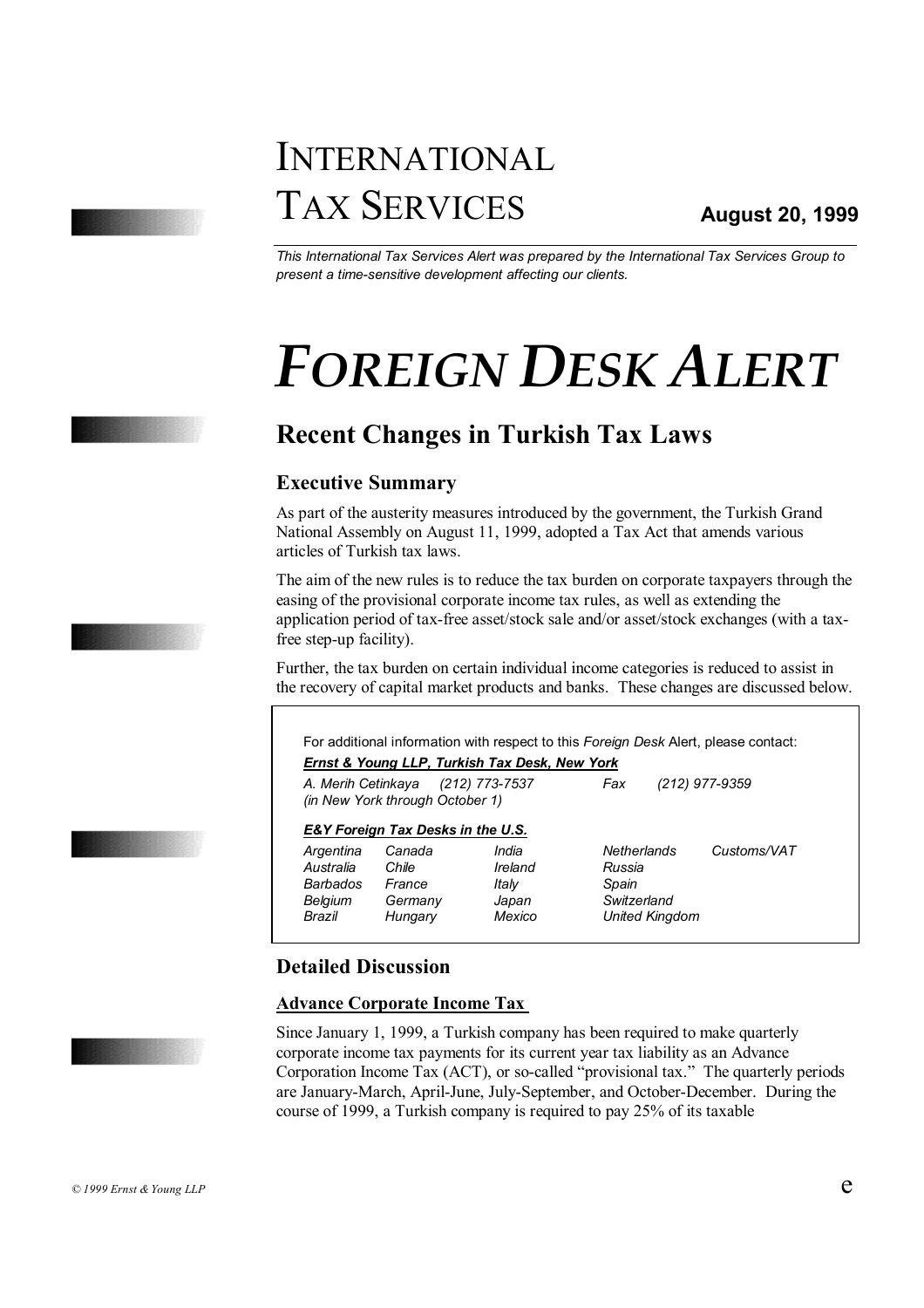# International Tax Services

**August 20, 1999**

*This International Tax Services Alert was prepared by the International Tax Services Group to present a time-sensitive development affecting our clients.*

# *Foreign Desk Alert*

## Recent Changes in Turkish Tax Laws

### Executive Summary

As part of the austerity measures introduced by the government, the Turkish Grand National Assembly on August 11, 1999, adopted a Tax Act that amends various articles of Turkish tax laws.

The aim of the new rules is to reduce the tax burden on corporate taxpayers through the easing of the provisional corporate income tax rules, as well as extending the application period of tax-free asset/stock sale and/or asset/stock exchanges (with a tax-free step-up facility).

Further, the tax burden on certain individual income categories is reduced to assist in the recovery of capital market products and banks. These changes are discussed below.

For additional information with respect to this *Foreign Desk* Alert, please contact:

***Ernst & Young LLP, Turkish Tax Desk, New York***

*A. Merih Cetinkaya (212) 773-7537 Fax (212) 977-9359*
*(in New York through October 1)*

***E&Y Foreign Tax Desks in the U.S.***

| | | | | |
|---|---|---|---|---|
| *Argentina* | *Canada* | *India* | *Netherlands* | *Customs/VAT* |
| *Australia* | *Chile* | *Ireland* | *Russia* | |
| *Barbados* | *France* | *Italy* | *Spain* | |
| *Belgium* | *Germany* | *Japan* | *Switzerland* | |
| *Brazil* | *Hungary* | *Mexico* | *United Kingdom* | |

### Detailed Discussion

#### Advance Corporate Income Tax

Since January 1, 1999, a Turkish company has been required to make quarterly corporate income tax payments for its current year tax liability as an Advance Corporation Income Tax (ACT), or so-called "provisional tax." The quarterly periods are January-March, April-June, July-September, and October-December. During the course of 1999, a Turkish company is required to pay 25% of its taxable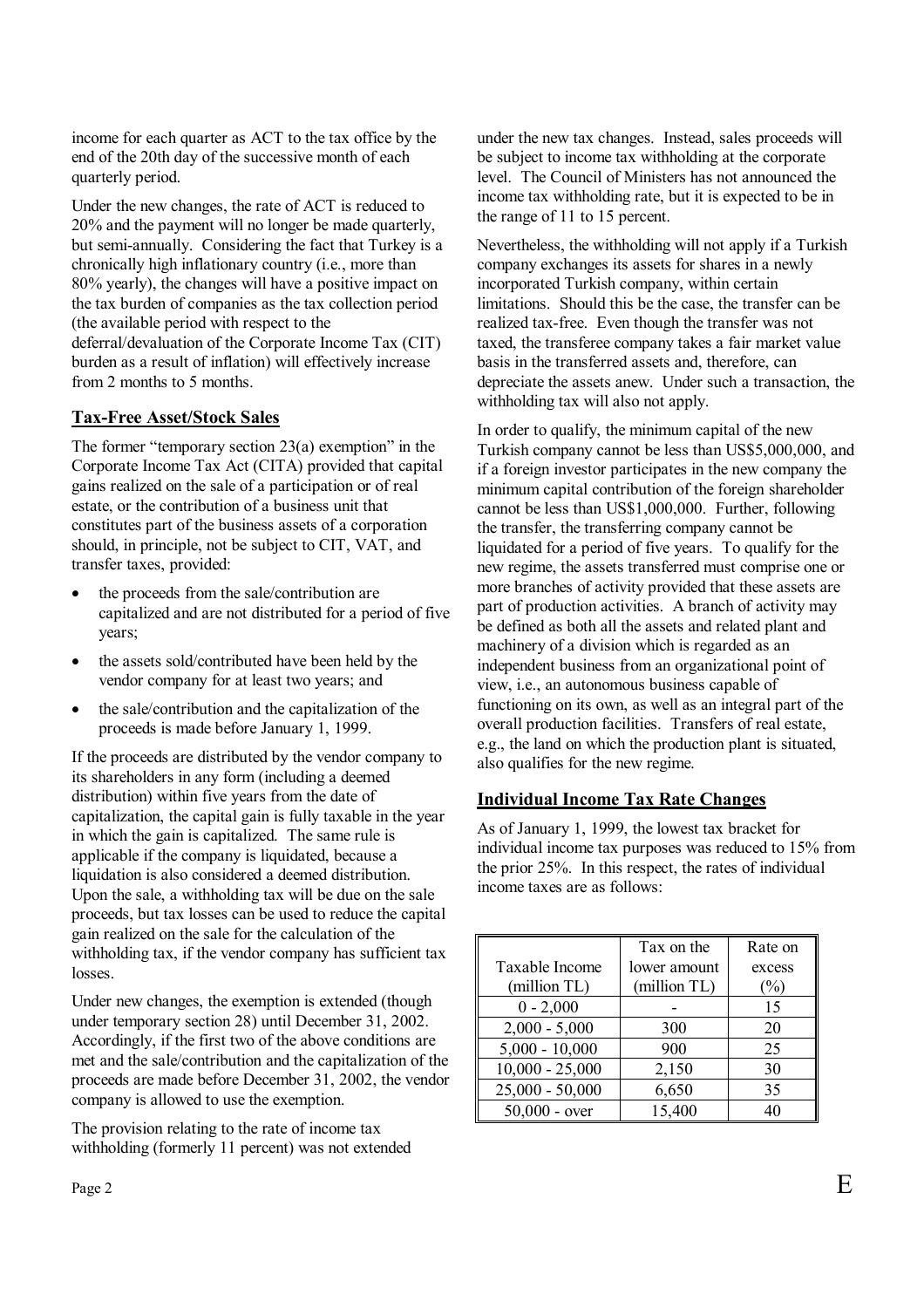income for each quarter as ACT to the tax office by the end of the 20th day of the successive month of each quarterly period.

Under the new changes, the rate of ACT is reduced to 20% and the payment will no longer be made quarterly, but semi-annually. Considering the fact that Turkey is a chronically high inflationary country (i.e., more than 80% yearly), the changes will have a positive impact on the tax burden of companies as the tax collection period (the available period with respect to the deferral/devaluation of the Corporate Income Tax (CIT) burden as a result of inflation) will effectively increase from 2 months to 5 months.

## Tax-Free Asset/Stock Sales

The former "temporary section 23(a) exemption" in the Corporate Income Tax Act (CITA) provided that capital gains realized on the sale of a participation or of real estate, or the contribution of a business unit that constitutes part of the business assets of a corporation should, in principle, not be subject to CIT, VAT, and transfer taxes, provided:

- the proceeds from the sale/contribution are capitalized and are not distributed for a period of five years;
- the assets sold/contributed have been held by the vendor company for at least two years; and
- the sale/contribution and the capitalization of the proceeds is made before January 1, 1999.

If the proceeds are distributed by the vendor company to its shareholders in any form (including a deemed distribution) within five years from the date of capitalization, the capital gain is fully taxable in the year in which the gain is capitalized. The same rule is applicable if the company is liquidated, because a liquidation is also considered a deemed distribution. Upon the sale, a withholding tax will be due on the sale proceeds, but tax losses can be used to reduce the capital gain realized on the sale for the calculation of the withholding tax, if the vendor company has sufficient tax losses.

Under new changes, the exemption is extended (though under temporary section 28) until December 31, 2002. Accordingly, if the first two of the above conditions are met and the sale/contribution and the capitalization of the proceeds are made before December 31, 2002, the vendor company is allowed to use the exemption.

The provision relating to the rate of income tax withholding (formerly 11 percent) was not extended under the new tax changes. Instead, sales proceeds will be subject to income tax withholding at the corporate level. The Council of Ministers has not announced the income tax withholding rate, but it is expected to be in the range of 11 to 15 percent.

Nevertheless, the withholding will not apply if a Turkish company exchanges its assets for shares in a newly incorporated Turkish company, within certain limitations. Should this be the case, the transfer can be realized tax-free. Even though the transfer was not taxed, the transferee company takes a fair market value basis in the transferred assets and, therefore, can depreciate the assets anew. Under such a transaction, the withholding tax will also not apply.

In order to qualify, the minimum capital of the new Turkish company cannot be less than US$5,000,000, and if a foreign investor participates in the new company the minimum capital contribution of the foreign shareholder cannot be less than US$1,000,000. Further, following the transfer, the transferring company cannot be liquidated for a period of five years. To qualify for the new regime, the assets transferred must comprise one or more branches of activity provided that these assets are part of production activities. A branch of activity may be defined as both all the assets and related plant and machinery of a division which is regarded as an independent business from an organizational point of view, i.e., an autonomous business capable of functioning on its own, as well as an integral part of the overall production facilities. Transfers of real estate, e.g., the land on which the production plant is situated, also qualifies for the new regime.

## Individual Income Tax Rate Changes

As of January 1, 1999, the lowest tax bracket for individual income tax purposes was reduced to 15% from the prior 25%. In this respect, the rates of individual income taxes are as follows:

| Taxable Income (million TL) | Tax on the lower amount (million TL) | Rate on excess (%) |
|---|---|---|
| 0 - 2,000 | - | 15 |
| 2,000 - 5,000 | 300 | 20 |
| 5,000 - 10,000 | 900 | 25 |
| 10,000 - 25,000 | 2,150 | 30 |
| 25,000 - 50,000 | 6,650 | 35 |
| 50,000 - over | 15,400 | 40 |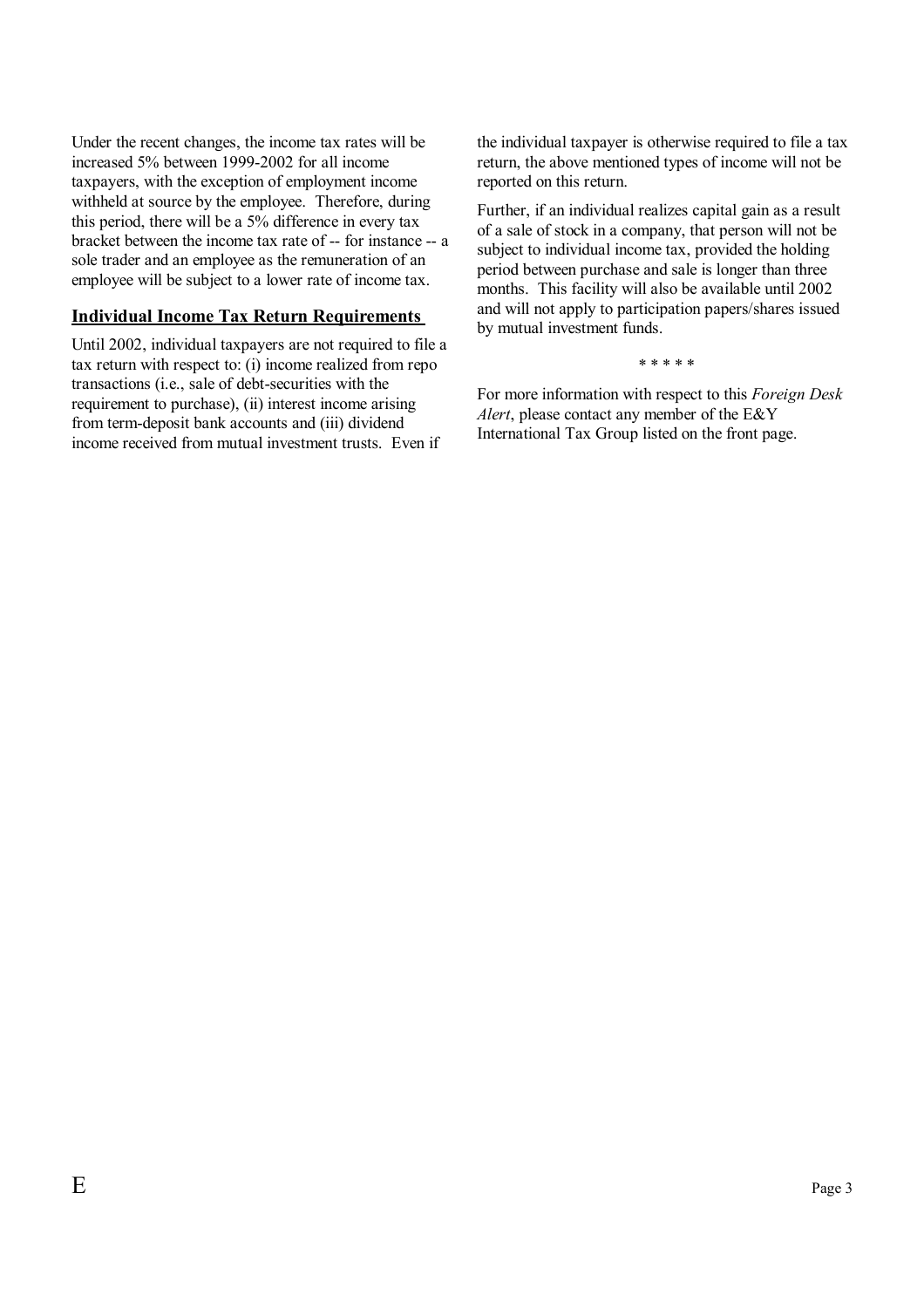Under the recent changes, the income tax rates will be increased 5% between 1999-2002 for all income taxpayers, with the exception of employment income withheld at source by the employee. Therefore, during this period, there will be a 5% difference in every tax bracket between the income tax rate of -- for instance -- a sole trader and an employee as the remuneration of an employee will be subject to a lower rate of income tax.

## Individual Income Tax Return Requirements

Until 2002, individual taxpayers are not required to file a tax return with respect to: (i) income realized from repo transactions (i.e., sale of debt-securities with the requirement to purchase), (ii) interest income arising from term-deposit bank accounts and (iii) dividend income received from mutual investment trusts. Even if the individual taxpayer is otherwise required to file a tax return, the above mentioned types of income will not be reported on this return.

Further, if an individual realizes capital gain as a result of a sale of stock in a company, that person will not be subject to individual income tax, provided the holding period between purchase and sale is longer than three months. This facility will also be available until 2002 and will not apply to participation papers/shares issued by mutual investment funds.

\* \* \* \* \*

For more information with respect to this *Foreign Desk Alert*, please contact any member of the E&Y International Tax Group listed on the front page.